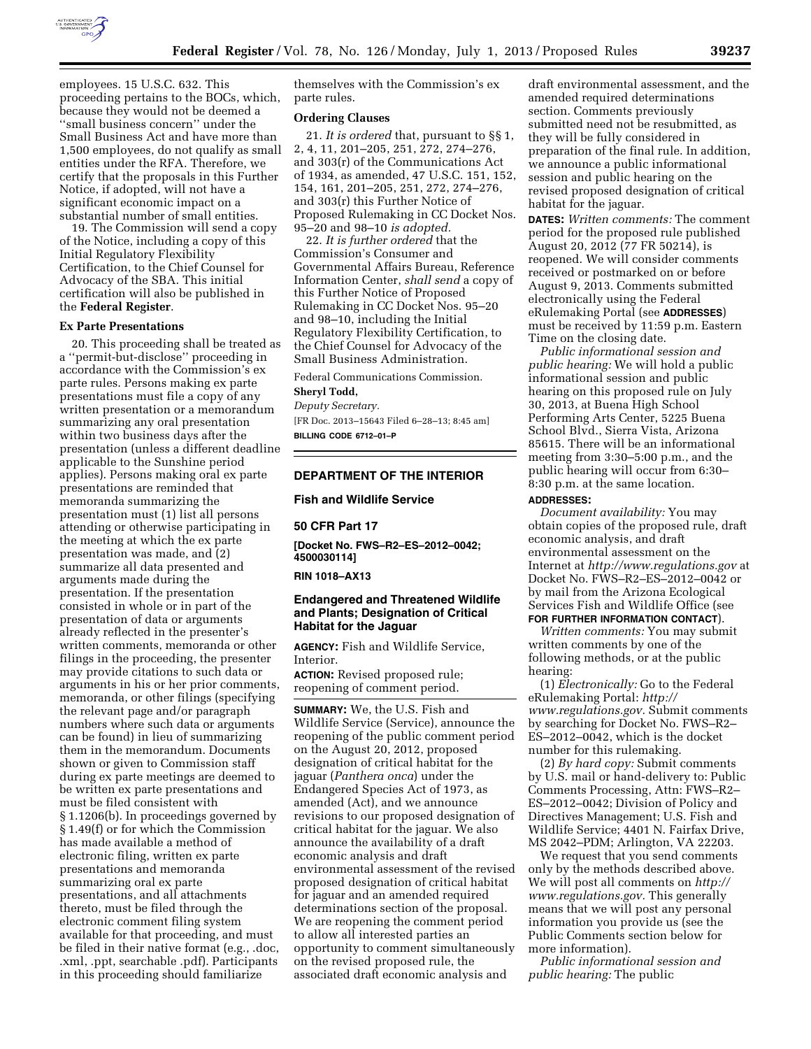employees. 15 U.S.C. 632. This proceeding pertains to the BOCs, which, because they would not be deemed a ''small business concern'' under the Small Business Act and have more than 1,500 employees, do not qualify as small entities under the RFA. Therefore, we certify that the proposals in this Further Notice, if adopted, will not have a significant economic impact on a substantial number of small entities.

19. The Commission will send a copy of the Notice, including a copy of this Initial Regulatory Flexibility Certification, to the Chief Counsel for Advocacy of the SBA. This initial certification will also be published in the **Federal Register**.

### Ex Parte Presentations

20. This proceeding shall be treated as a ''permit-but-disclose'' proceeding in accordance with the Commission's ex parte rules. Persons making ex parte presentations must file a copy of any written presentation or a memorandum summarizing any oral presentation within two business days after the presentation (unless a different deadline applicable to the Sunshine period applies). Persons making oral ex parte presentations are reminded that memoranda summarizing the presentation must (1) list all persons attending or otherwise participating in the meeting at which the ex parte presentation was made, and (2) summarize all data presented and arguments made during the presentation. If the presentation consisted in whole or in part of the presentation of data or arguments already reflected in the presenter's written comments, memoranda or other filings in the proceeding, the presenter may provide citations to such data or arguments in his or her prior comments, memoranda, or other filings (specifying the relevant page and/or paragraph numbers where such data or arguments can be found) in lieu of summarizing them in the memorandum. Documents shown or given to Commission staff during ex parte meetings are deemed to be written ex parte presentations and must be filed consistent with § 1.1206(b). In proceedings governed by § 1.49(f) or for which the Commission has made available a method of electronic filing, written ex parte presentations and memoranda summarizing oral ex parte presentations, and all attachments thereto, must be filed through the electronic comment filing system available for that proceeding, and must be filed in their native format (e.g., .doc, .xml, .ppt, searchable .pdf). Participants in this proceeding should familiarize themselves with the Commission's ex parte rules.

### Ordering Clauses

21. *It is ordered* that, pursuant to §§ 1, 2, 4, 11, 201–205, 251, 272, 274–276, and 303(r) of the Communications Act of 1934, as amended, 47 U.S.C. 151, 152, 154, 161, 201–205, 251, 272, 274–276, and 303(r) this Further Notice of Proposed Rulemaking in CC Docket Nos. 95–20 and 98–10 *is adopted.*

22. *It is further ordered* that the Commission's Consumer and Governmental Affairs Bureau, Reference Information Center, *shall send* a copy of this Further Notice of Proposed Rulemaking in CC Docket Nos. 95–20 and 98–10, including the Initial Regulatory Flexibility Certification, to the Chief Counsel for Advocacy of the Small Business Administration.

Federal Communications Commission.

**Sheryl Todd,**

*Deputy Secretary.*

[FR Doc. 2013–15643 Filed 6–28–13; 8:45 am]

**BILLING CODE 6712–01–P**

---

## DEPARTMENT OF THE INTERIOR

### Fish and Wildlife Service

### 50 CFR Part 17

**[Docket No. FWS–R2–ES–2012–0042; 4500030114]**

**RIN 1018–AX13**

### Endangered and Threatened Wildlife and Plants; Designation of Critical Habitat for the Jaguar

**AGENCY:** Fish and Wildlife Service, Interior.

**ACTION:** Revised proposed rule; reopening of comment period.

**SUMMARY:** We, the U.S. Fish and Wildlife Service (Service), announce the reopening of the public comment period on the August 20, 2012, proposed designation of critical habitat for the jaguar (*Panthera onca*) under the Endangered Species Act of 1973, as amended (Act), and we announce revisions to our proposed designation of critical habitat for the jaguar. We also announce the availability of a draft economic analysis and draft environmental assessment of the revised proposed designation of critical habitat for jaguar and an amended required determinations section of the proposal. We are reopening the comment period to allow all interested parties an opportunity to comment simultaneously on the revised proposed rule, the associated draft economic analysis and draft environmental assessment, and the amended required determinations section. Comments previously submitted need not be resubmitted, as they will be fully considered in preparation of the final rule. In addition, we announce a public informational session and public hearing on the revised proposed designation of critical habitat for the jaguar.

**DATES:** *Written comments:* The comment period for the proposed rule published August 20, 2012 (77 FR 50214), is reopened. We will consider comments received or postmarked on or before August 9, 2013. Comments submitted electronically using the Federal eRulemaking Portal (see **ADDRESSES**) must be received by 11:59 p.m. Eastern Time on the closing date.

*Public informational session and public hearing:* We will hold a public informational session and public hearing on this proposed rule on July 30, 2013, at Buena High School Performing Arts Center, 5225 Buena School Blvd., Sierra Vista, Arizona 85615. There will be an informational meeting from 3:30–5:00 p.m., and the public hearing will occur from 6:30–8:30 p.m. at the same location.

**ADDRESSES:**

*Document availability:* You may obtain copies of the proposed rule, draft economic analysis, and draft environmental assessment on the Internet at *http://www.regulations.gov* at Docket No. FWS–R2–ES–2012–0042 or by mail from the Arizona Ecological Services Fish and Wildlife Office (see **FOR FURTHER INFORMATION CONTACT**).

*Written comments:* You may submit written comments by one of the following methods, or at the public hearing:

(1) *Electronically:* Go to the Federal eRulemaking Portal: *http://www.regulations.gov.* Submit comments by searching for Docket No. FWS–R2–ES–2012–0042, which is the docket number for this rulemaking.

(2) *By hard copy:* Submit comments by U.S. mail or hand-delivery to: Public Comments Processing, Attn: FWS–R2–ES–2012–0042; Division of Policy and Directives Management; U.S. Fish and Wildlife Service; 4401 N. Fairfax Drive, MS 2042–PDM; Arlington, VA 22203.

We request that you send comments only by the methods described above. We will post all comments on *http://www.regulations.gov.* This generally means that we will post any personal information you provide us (see the Public Comments section below for more information).

*Public informational session and public hearing:* The public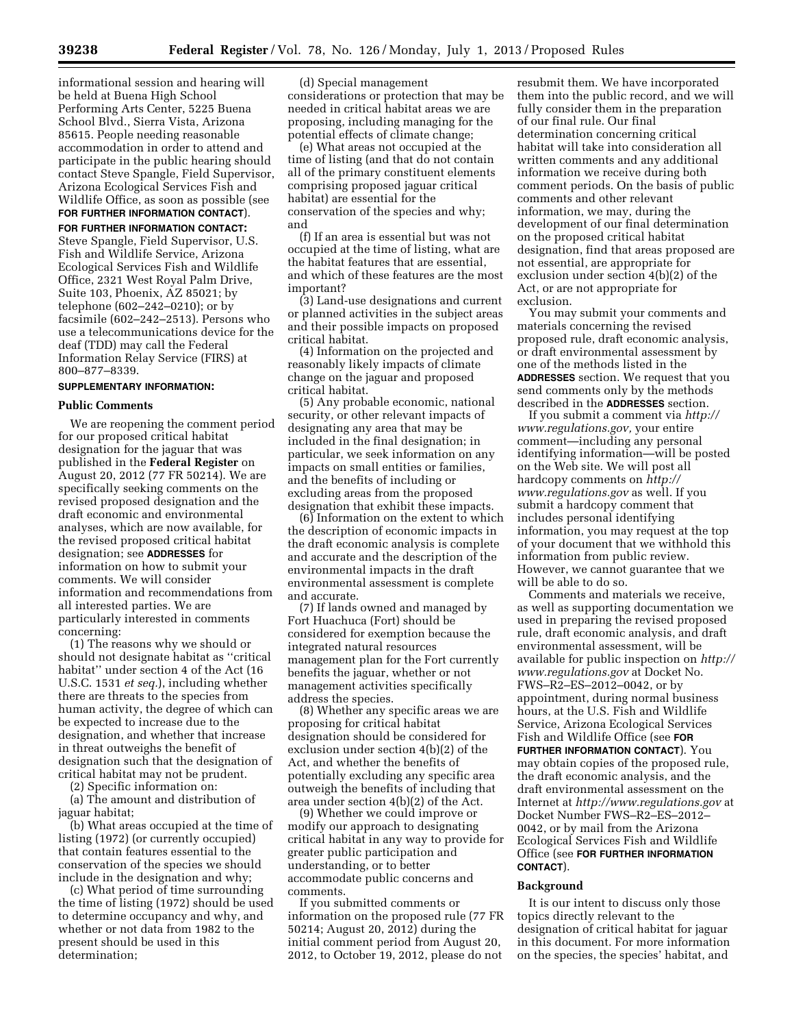informational session and hearing will be held at Buena High School Performing Arts Center, 5225 Buena School Blvd., Sierra Vista, Arizona 85615. People needing reasonable accommodation in order to attend and participate in the public hearing should contact Steve Spangle, Field Supervisor, Arizona Ecological Services Fish and Wildlife Office, as soon as possible (see **FOR FURTHER INFORMATION CONTACT**).

**FOR FURTHER INFORMATION CONTACT:** Steve Spangle, Field Supervisor, U.S. Fish and Wildlife Service, Arizona Ecological Services Fish and Wildlife Office, 2321 West Royal Palm Drive, Suite 103, Phoenix, AZ 85021; by telephone (602–242–0210); or by facsimile (602–242–2513). Persons who use a telecommunications device for the deaf (TDD) may call the Federal Information Relay Service (FIRS) at 800–877–8339.

**SUPPLEMENTARY INFORMATION:**

## Public Comments

We are reopening the comment period for our proposed critical habitat designation for the jaguar that was published in the **Federal Register** on August 20, 2012 (77 FR 50214). We are specifically seeking comments on the revised proposed designation and the draft economic and environmental analyses, which are now available, for the revised proposed critical habitat designation; see **ADDRESSES** for information on how to submit your comments. We will consider information and recommendations from all interested parties. We are particularly interested in comments concerning:

(1) The reasons why we should or should not designate habitat as "critical habitat" under section 4 of the Act (16 U.S.C. 1531 *et seq.*), including whether there are threats to the species from human activity, the degree of which can be expected to increase due to the designation, and whether that increase in threat outweighs the benefit of designation such that the designation of critical habitat may not be prudent.

(2) Specific information on:

(a) The amount and distribution of jaguar habitat;

(b) What areas occupied at the time of listing (1972) (or currently occupied) that contain features essential to the conservation of the species we should include in the designation and why;

(c) What period of time surrounding the time of listing (1972) should be used to determine occupancy and why, and whether or not data from 1982 to the present should be used in this determination;

(d) Special management considerations or protection that may be needed in critical habitat areas we are proposing, including managing for the potential effects of climate change;

(e) What areas not occupied at the time of listing (and that do not contain all of the primary constituent elements comprising proposed jaguar critical habitat) are essential for the conservation of the species and why; and

(f) If an area is essential but was not occupied at the time of listing, what are the habitat features that are essential, and which of these features are the most important?

(3) Land-use designations and current or planned activities in the subject areas and their possible impacts on proposed critical habitat.

(4) Information on the projected and reasonably likely impacts of climate change on the jaguar and proposed critical habitat.

(5) Any probable economic, national security, or other relevant impacts of designating any area that may be included in the final designation; in particular, we seek information on any impacts on small entities or families, and the benefits of including or excluding areas from the proposed designation that exhibit these impacts.

(6) Information on the extent to which the description of economic impacts in the draft economic analysis is complete and accurate and the description of the environmental impacts in the draft environmental assessment is complete and accurate.

(7) If lands owned and managed by Fort Huachuca (Fort) should be considered for exemption because the integrated natural resources management plan for the Fort currently benefits the jaguar, whether or not management activities specifically address the species.

(8) Whether any specific areas we are proposing for critical habitat designation should be considered for exclusion under section 4(b)(2) of the Act, and whether the benefits of potentially excluding any specific area outweigh the benefits of including that area under section 4(b)(2) of the Act.

(9) Whether we could improve or modify our approach to designating critical habitat in any way to provide for greater public participation and understanding, or to better accommodate public concerns and comments.

If you submitted comments or information on the proposed rule (77 FR 50214; August 20, 2012) during the initial comment period from August 20, 2012, to October 19, 2012, please do not resubmit them. We have incorporated them into the public record, and we will fully consider them in the preparation of our final rule. Our final determination concerning critical habitat will take into consideration all written comments and any additional information we receive during both comment periods. On the basis of public comments and other relevant information, we may, during the development of our final determination on the proposed critical habitat designation, find that areas proposed are not essential, are appropriate for exclusion under section 4(b)(2) of the Act, or are not appropriate for exclusion.

You may submit your comments and materials concerning the revised proposed rule, draft economic analysis, or draft environmental assessment by one of the methods listed in the **ADDRESSES** section. We request that you send comments only by the methods described in the **ADDRESSES** section.

If you submit a comment via *http://www.regulations.gov,* your entire comment—including any personal identifying information—will be posted on the Web site. We will post all hardcopy comments on *http://www.regulations.gov* as well. If you submit a hardcopy comment that includes personal identifying information, you may request at the top of your document that we withhold this information from public review. However, we cannot guarantee that we will be able to do so.

Comments and materials we receive, as well as supporting documentation we used in preparing the revised proposed rule, draft economic analysis, and draft environmental assessment, will be available for public inspection on *http://www.regulations.gov* at Docket No. FWS–R2–ES–2012–0042, or by appointment, during normal business hours, at the U.S. Fish and Wildlife Service, Arizona Ecological Services Fish and Wildlife Office (see **FOR FURTHER INFORMATION CONTACT**). You may obtain copies of the proposed rule, the draft economic analysis, and the draft environmental assessment on the Internet at *http://www.regulations.gov* at Docket Number FWS–R2–ES–2012–0042, or by mail from the Arizona Ecological Services Fish and Wildlife Office (see **FOR FURTHER INFORMATION CONTACT**).

## Background

It is our intent to discuss only those topics directly relevant to the designation of critical habitat for jaguar in this document. For more information on the species, the species' habitat, and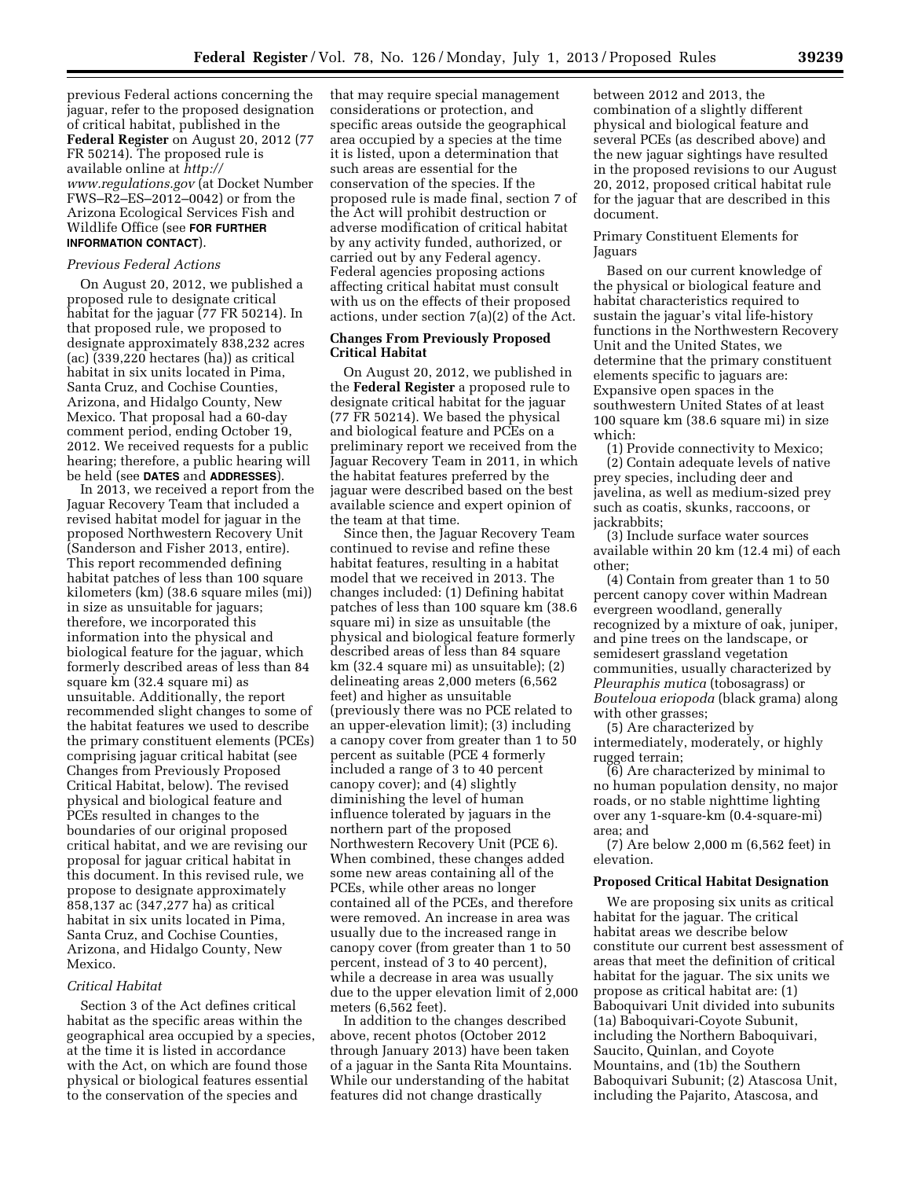previous Federal actions concerning the jaguar, refer to the proposed designation of critical habitat, published in the **Federal Register** on August 20, 2012 (77 FR 50214). The proposed rule is available online at *http://www.regulations.gov* (at Docket Number FWS–R2–ES–2012–0042) or from the Arizona Ecological Services Fish and Wildlife Office (see **FOR FURTHER INFORMATION CONTACT**).

*Previous Federal Actions*

On August 20, 2012, we published a proposed rule to designate critical habitat for the jaguar (77 FR 50214). In that proposed rule, we proposed to designate approximately 838,232 acres (ac) (339,220 hectares (ha)) as critical habitat in six units located in Pima, Santa Cruz, and Cochise Counties, Arizona, and Hidalgo County, New Mexico. That proposal had a 60-day comment period, ending October 19, 2012. We received requests for a public hearing; therefore, a public hearing will be held (see **DATES** and **ADDRESSES**).

In 2013, we received a report from the Jaguar Recovery Team that included a revised habitat model for jaguar in the proposed Northwestern Recovery Unit (Sanderson and Fisher 2013, entire). This report recommended defining habitat patches of less than 100 square kilometers (km) (38.6 square miles (mi)) in size as unsuitable for jaguars; therefore, we incorporated this information into the physical and biological feature for the jaguar, which formerly described areas of less than 84 square km (32.4 square mi) as unsuitable. Additionally, the report recommended slight changes to some of the habitat features we used to describe the primary constituent elements (PCEs) comprising jaguar critical habitat (see Changes from Previously Proposed Critical Habitat, below). The revised physical and biological feature and PCEs resulted in changes to the boundaries of our original proposed critical habitat, and we are revising our proposal for jaguar critical habitat in this document. In this revised rule, we propose to designate approximately 858,137 ac (347,277 ha) as critical habitat in six units located in Pima, Santa Cruz, and Cochise Counties, Arizona, and Hidalgo County, New Mexico.

*Critical Habitat*

Section 3 of the Act defines critical habitat as the specific areas within the geographical area occupied by a species, at the time it is listed in accordance with the Act, on which are found those physical or biological features essential to the conservation of the species and that may require special management considerations or protection, and specific areas outside the geographical area occupied by a species at the time it is listed, upon a determination that such areas are essential for the conservation of the species. If the proposed rule is made final, section 7 of the Act will prohibit destruction or adverse modification of critical habitat by any activity funded, authorized, or carried out by any Federal agency. Federal agencies proposing actions affecting critical habitat must consult with us on the effects of their proposed actions, under section 7(a)(2) of the Act.

**Changes From Previously Proposed Critical Habitat**

On August 20, 2012, we published in the **Federal Register** a proposed rule to designate critical habitat for the jaguar (77 FR 50214). We based the physical and biological feature and PCEs on a preliminary report we received from the Jaguar Recovery Team in 2011, in which the habitat features preferred by the jaguar were described based on the best available science and expert opinion of the team at that time.

Since then, the Jaguar Recovery Team continued to revise and refine these habitat features, resulting in a habitat model that we received in 2013. The changes included: (1) Defining habitat patches of less than 100 square km (38.6 square mi) in size as unsuitable (the physical and biological feature formerly described areas of less than 84 square km (32.4 square mi) as unsuitable); (2) delineating areas 2,000 meters (6,562 feet) and higher as unsuitable (previously there was no PCE related to an upper-elevation limit); (3) including a canopy cover from greater than 1 to 50 percent as suitable (PCE 4 formerly included a range of 3 to 40 percent canopy cover); and (4) slightly diminishing the level of human influence tolerated by jaguars in the northern part of the proposed Northwestern Recovery Unit (PCE 6). When combined, these changes added some new areas containing all of the PCEs, while other areas no longer contained all of the PCEs, and therefore were removed. An increase in area was usually due to the increased range in canopy cover (from greater than 1 to 50 percent, instead of 3 to 40 percent), while a decrease in area was usually due to the upper elevation limit of 2,000 meters (6,562 feet).

In addition to the changes described above, recent photos (October 2012 through January 2013) have been taken of a jaguar in the Santa Rita Mountains. While our understanding of the habitat features did not change drastically between 2012 and 2013, the combination of a slightly different physical and biological feature and several PCEs (as described above) and the new jaguar sightings have resulted in the proposed revisions to our August 20, 2012, proposed critical habitat rule for the jaguar that are described in this document.

Primary Constituent Elements for Jaguars

Based on our current knowledge of the physical or biological feature and habitat characteristics required to sustain the jaguar's vital life-history functions in the Northwestern Recovery Unit and the United States, we determine that the primary constituent elements specific to jaguars are: Expansive open spaces in the southwestern United States of at least 100 square km (38.6 square mi) in size which:

(1) Provide connectivity to Mexico;

(2) Contain adequate levels of native prey species, including deer and javelina, as well as medium-sized prey such as coatis, skunks, raccoons, or jackrabbits;

(3) Include surface water sources available within 20 km (12.4 mi) of each other;

(4) Contain from greater than 1 to 50 percent canopy cover within Madrean evergreen woodland, generally recognized by a mixture of oak, juniper, and pine trees on the landscape, or semidesert grassland vegetation communities, usually characterized by *Pleuraphis mutica* (tobosagrass) or *Bouteloua eriopoda* (black grama) along with other grasses;

(5) Are characterized by intermediately, moderately, or highly rugged terrain;

(6) Are characterized by minimal to no human population density, no major roads, or no stable nighttime lighting over any 1-square-km (0.4-square-mi) area; and

(7) Are below 2,000 m (6,562 feet) in elevation.

**Proposed Critical Habitat Designation**

We are proposing six units as critical habitat for the jaguar. The critical habitat areas we describe below constitute our current best assessment of areas that meet the definition of critical habitat for the jaguar. The six units we propose as critical habitat are: (1) Baboquivari Unit divided into subunits (1a) Baboquivari-Coyote Subunit, including the Northern Baboquivari, Saucito, Quinlan, and Coyote Mountains, and (1b) the Southern Baboquivari Subunit; (2) Atascosa Unit, including the Pajarito, Atascosa, and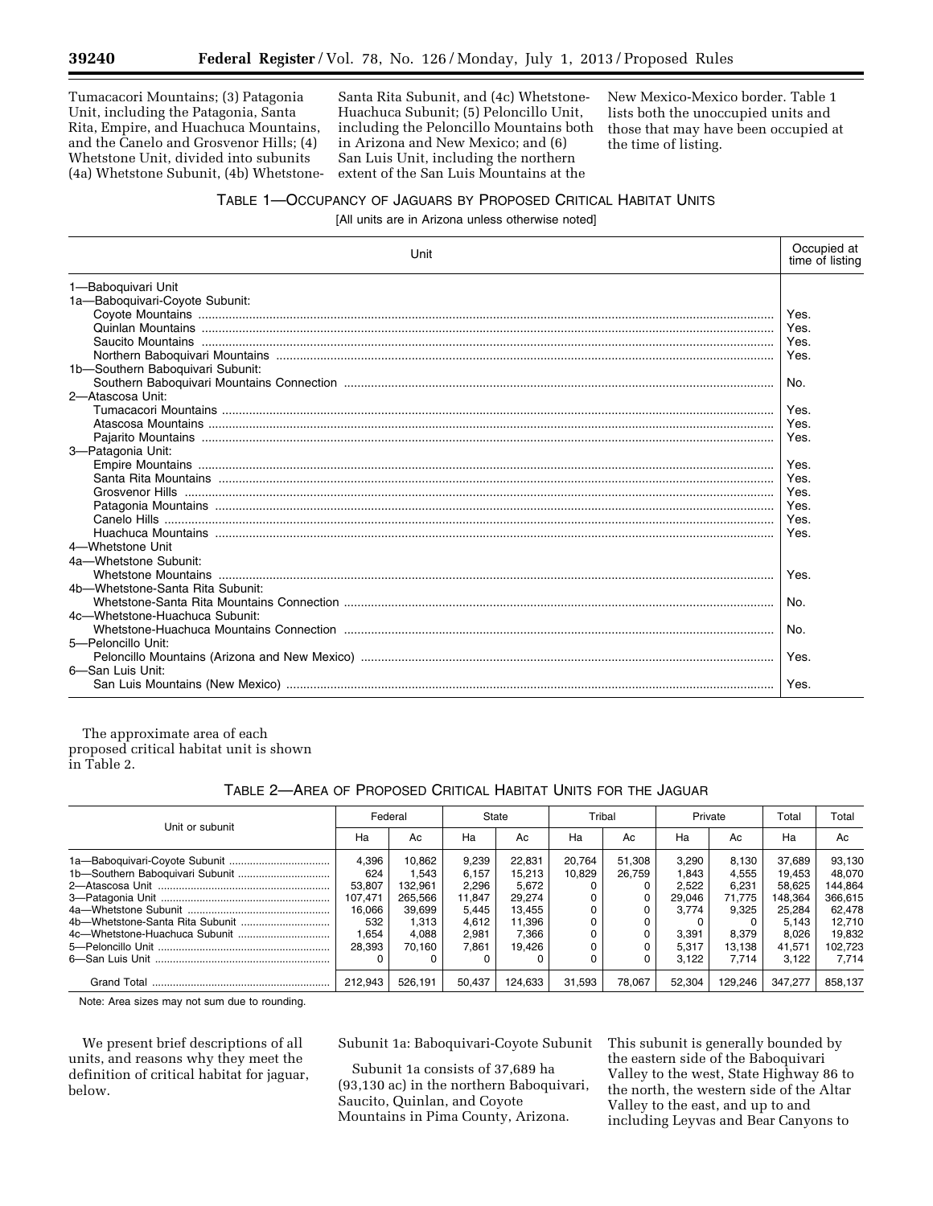Tumacacori Mountains; (3) Patagonia Unit, including the Patagonia, Santa Rita, Empire, and Huachuca Mountains, and the Canelo and Grosvenor Hills; (4) Whetstone Unit, divided into subunits (4a) Whetstone Subunit, (4b) Whetstone-Santa Rita Subunit, and (4c) Whetstone-Huachuca Subunit; (5) Peloncillo Unit, including the Peloncillo Mountains both in Arizona and New Mexico; and (6) San Luis Unit, including the northern extent of the San Luis Mountains at the New Mexico-Mexico border. Table 1 lists both the unoccupied units and those that may have been occupied at the time of listing.

TABLE 1—OCCUPANCY OF JAGUARS BY PROPOSED CRITICAL HABITAT UNITS

[All units are in Arizona unless otherwise noted]

| Unit | Occupied at time of listing |
|---|---|
| 1—Baboquivari Unit | |
| 1a—Baboquivari-Coyote Subunit: | |
| Coyote Mountains | Yes. |
| Quinlan Mountains | Yes. |
| Saucito Mountains | Yes. |
| Northern Baboquivari Mountains | Yes. |
| 1b—Southern Baboquivari Subunit: | |
| Southern Baboquivari Mountains Connection | No. |
| 2—Atascosa Unit: | |
| Tumacacori Mountains | Yes. |
| Atascosa Mountains | Yes. |
| Pajarito Mountains | Yes. |
| 3—Patagonia Unit: | |
| Empire Mountains | Yes. |
| Santa Rita Mountains | Yes. |
| Grosvenor Hills | Yes. |
| Patagonia Mountains | Yes. |
| Canelo Hills | Yes. |
| Huachuca Mountains | Yes. |
| 4—Whetstone Unit | |
| 4a—Whetstone Subunit: | |
| Whetstone Mountains | Yes. |
| 4b—Whetstone-Santa Rita Subunit: | |
| Whetstone-Santa Rita Mountains Connection | No. |
| 4c—Whetstone-Huachuca Subunit: | |
| Whetstone-Huachuca Mountains Connection | No. |
| 5—Peloncillo Unit: | |
| Peloncillo Mountains (Arizona and New Mexico) | Yes. |
| 6—San Luis Unit: | |
| San Luis Mountains (New Mexico) | Yes. |

The approximate area of each proposed critical habitat unit is shown in Table 2.

TABLE 2—AREA OF PROPOSED CRITICAL HABITAT UNITS FOR THE JAGUAR

| Unit or subunit | Federal | | State | | Tribal | | Private | | Total | Total |
|---|---|---|---|---|---|---|---|---|---|---|
| | Ha | Ac | Ha | Ac | Ha | Ac | Ha | Ac | Ha | Ac |
| 1a—Baboquivari-Coyote Subunit | 4,396 | 10,862 | 9,239 | 22,831 | 20,764 | 51,308 | 3,290 | 8,130 | 37,689 | 93,130 |
| 1b—Southern Baboquivari Subunit | 624 | 1,543 | 6,157 | 15,213 | 10,829 | 26,759 | 1,843 | 4,555 | 19,453 | 48,070 |
| 2—Atascosa Unit | 53,807 | 132,961 | 2,296 | 5,672 | 0 | 0 | 2,522 | 6,231 | 58,625 | 144,864 |
| 3—Patagonia Unit | 107,471 | 265,566 | 11,847 | 29,274 | 0 | 0 | 29,046 | 71,775 | 148,364 | 366,615 |
| 4a—Whetstone Subunit | 16,066 | 39,699 | 5,445 | 13,455 | 0 | 0 | 3,774 | 9,325 | 25,284 | 62,478 |
| 4b—Whetstone-Santa Rita Subunit | 532 | 1,313 | 4,612 | 11,396 | 0 | 0 | 0 | 0 | 5,143 | 12,710 |
| 4c—Whetstone-Huachuca Subunit | 1,654 | 4,088 | 2,981 | 7,366 | 0 | 0 | 3,391 | 8,379 | 8,026 | 19,832 |
| 5—Peloncillo Unit | 28,393 | 70,160 | 7,861 | 19,426 | 0 | 0 | 5,317 | 13,138 | 41,571 | 102,723 |
| 6—San Luis Unit | 0 | 0 | 0 | 0 | 0 | 0 | 3,122 | 7,714 | 3,122 | 7,714 |
| Grand Total | 212,943 | 526,191 | 50,437 | 124,633 | 31,593 | 78,067 | 52,304 | 129,246 | 347,277 | 858,137 |

Note: Area sizes may not sum due to rounding.

We present brief descriptions of all units, and reasons why they meet the definition of critical habitat for jaguar, below.

Subunit 1a: Baboquivari-Coyote Subunit

Subunit 1a consists of 37,689 ha (93,130 ac) in the northern Baboquivari, Saucito, Quinlan, and Coyote Mountains in Pima County, Arizona. This subunit is generally bounded by the eastern side of the Baboquivari Valley to the west, State Highway 86 to the north, the western side of the Altar Valley to the east, and up to and including Leyvas and Bear Canyons to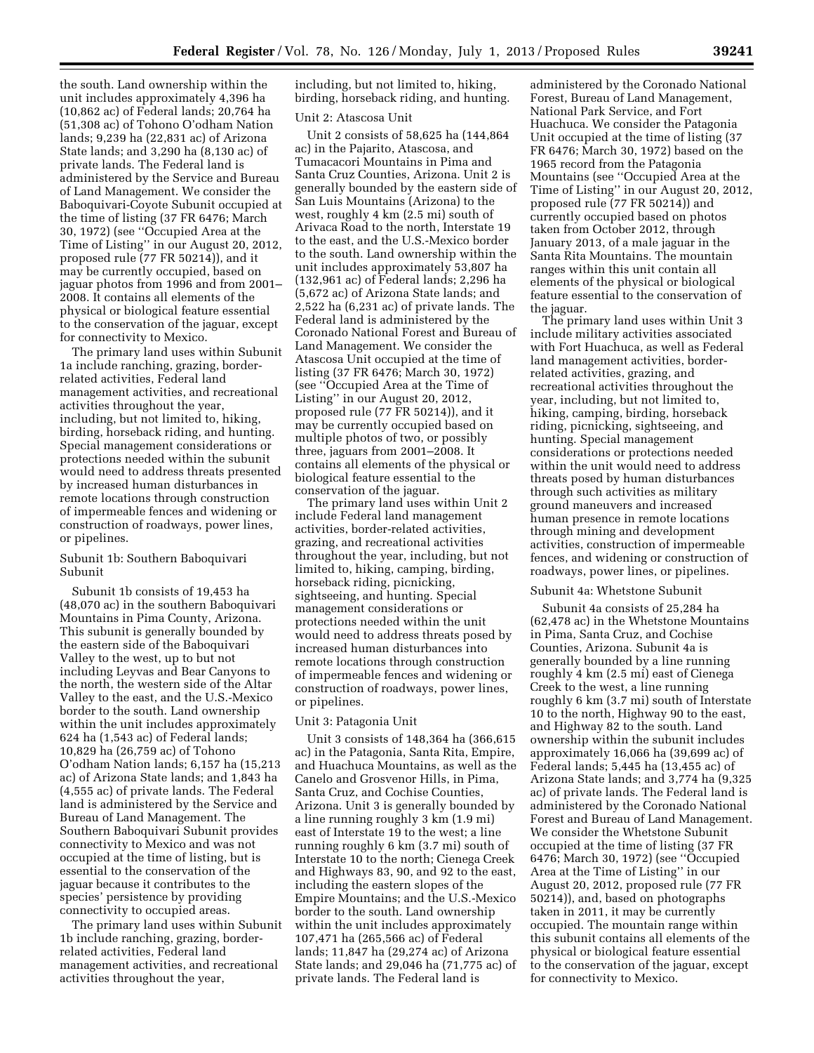the south. Land ownership within the unit includes approximately 4,396 ha (10,862 ac) of Federal lands; 20,764 ha (51,308 ac) of Tohono O'odham Nation lands; 9,239 ha (22,831 ac) of Arizona State lands; and 3,290 ha (8,130 ac) of private lands. The Federal land is administered by the Service and Bureau of Land Management. We consider the Baboquivari-Coyote Subunit occupied at the time of listing (37 FR 6476; March 30, 1972) (see ''Occupied Area at the Time of Listing'' in our August 20, 2012, proposed rule (77 FR 50214)), and it may be currently occupied, based on jaguar photos from 1996 and from 2001–2008. It contains all elements of the physical or biological feature essential to the conservation of the jaguar, except for connectivity to Mexico.

The primary land uses within Subunit 1a include ranching, grazing, border-related activities, Federal land management activities, and recreational activities throughout the year, including, but not limited to, hiking, birding, horseback riding, and hunting. Special management considerations or protections needed within the subunit would need to address threats presented by increased human disturbances in remote locations through construction of impermeable fences and widening or construction of roadways, power lines, or pipelines.

Subunit 1b: Southern Baboquivari Subunit

Subunit 1b consists of 19,453 ha (48,070 ac) in the southern Baboquivari Mountains in Pima County, Arizona. This subunit is generally bounded by the eastern side of the Baboquivari Valley to the west, up to but not including Leyvas and Bear Canyons to the north, the western side of the Altar Valley to the east, and the U.S.-Mexico border to the south. Land ownership within the unit includes approximately 624 ha (1,543 ac) of Federal lands; 10,829 ha (26,759 ac) of Tohono O'odham Nation lands; 6,157 ha (15,213 ac) of Arizona State lands; and 1,843 ha (4,555 ac) of private lands. The Federal land is administered by the Service and Bureau of Land Management. The Southern Baboquivari Subunit provides connectivity to Mexico and was not occupied at the time of listing, but is essential to the conservation of the jaguar because it contributes to the species' persistence by providing connectivity to occupied areas.

The primary land uses within Subunit 1b include ranching, grazing, border-related activities, Federal land management activities, and recreational activities throughout the year, including, but not limited to, hiking, birding, horseback riding, and hunting.

Unit 2: Atascosa Unit

Unit 2 consists of 58,625 ha (144,864 ac) in the Pajarito, Atascosa, and Tumacacori Mountains in Pima and Santa Cruz Counties, Arizona. Unit 2 is generally bounded by the eastern side of San Luis Mountains (Arizona) to the west, roughly 4 km (2.5 mi) south of Arivaca Road to the north, Interstate 19 to the east, and the U.S.-Mexico border to the south. Land ownership within the unit includes approximately 53,807 ha (132,961 ac) of Federal lands; 2,296 ha (5,672 ac) of Arizona State lands; and 2,522 ha (6,231 ac) of private lands. The Federal land is administered by the Coronado National Forest and Bureau of Land Management. We consider the Atascosa Unit occupied at the time of listing (37 FR 6476; March 30, 1972) (see ''Occupied Area at the Time of Listing'' in our August 20, 2012, proposed rule (77 FR 50214)), and it may be currently occupied based on multiple photos of two, or possibly three, jaguars from 2001–2008. It contains all elements of the physical or biological feature essential to the conservation of the jaguar.

The primary land uses within Unit 2 include Federal land management activities, border-related activities, grazing, and recreational activities throughout the year, including, but not limited to, hiking, camping, birding, horseback riding, picnicking, sightseeing, and hunting. Special management considerations or protections needed within the unit would need to address threats posed by increased human disturbances into remote locations through construction of impermeable fences and widening or construction of roadways, power lines, or pipelines.

Unit 3: Patagonia Unit

Unit 3 consists of 148,364 ha (366,615 ac) in the Patagonia, Santa Rita, Empire, and Huachuca Mountains, as well as the Canelo and Grosvenor Hills, in Pima, Santa Cruz, and Cochise Counties, Arizona. Unit 3 is generally bounded by a line running roughly 3 km (1.9 mi) east of Interstate 19 to the west; a line running roughly 6 km (3.7 mi) south of Interstate 10 to the north; Cienega Creek and Highways 83, 90, and 92 to the east, including the eastern slopes of the Empire Mountains; and the U.S.-Mexico border to the south. Land ownership within the unit includes approximately 107,471 ha (265,566 ac) of Federal lands; 11,847 ha (29,274 ac) of Arizona State lands; and 29,046 ha (71,775 ac) of private lands. The Federal land is administered by the Coronado National Forest, Bureau of Land Management, National Park Service, and Fort Huachuca. We consider the Patagonia Unit occupied at the time of listing (37 FR 6476; March 30, 1972) based on the 1965 record from the Patagonia Mountains (see ''Occupied Area at the Time of Listing'' in our August 20, 2012, proposed rule (77 FR 50214)) and currently occupied based on photos taken from October 2012, through January 2013, of a male jaguar in the Santa Rita Mountains. The mountain ranges within this unit contain all elements of the physical or biological feature essential to the conservation of the jaguar.

The primary land uses within Unit 3 include military activities associated with Fort Huachuca, as well as Federal land management activities, border-related activities, grazing, and recreational activities throughout the year, including, but not limited to, hiking, camping, birding, horseback riding, picnicking, sightseeing, and hunting. Special management considerations or protections needed within the unit would need to address threats posed by human disturbances through such activities as military ground maneuvers and increased human presence in remote locations through mining and development activities, construction of impermeable fences, and widening or construction of roadways, power lines, or pipelines.

Subunit 4a: Whetstone Subunit

Subunit 4a consists of 25,284 ha (62,478 ac) in the Whetstone Mountains in Pima, Santa Cruz, and Cochise Counties, Arizona. Subunit 4a is generally bounded by a line running roughly 4 km (2.5 mi) east of Cienega Creek to the west, a line running roughly 6 km (3.7 mi) south of Interstate 10 to the north, Highway 90 to the east, and Highway 82 to the south. Land ownership within the subunit includes approximately 16,066 ha (39,699 ac) of Federal lands; 5,445 ha (13,455 ac) of Arizona State lands; and 3,774 ha (9,325 ac) of private lands. The Federal land is administered by the Coronado National Forest and Bureau of Land Management. We consider the Whetstone Subunit occupied at the time of listing (37 FR 6476; March 30, 1972) (see ''Occupied Area at the Time of Listing'' in our August 20, 2012, proposed rule (77 FR 50214)), and, based on photographs taken in 2011, it may be currently occupied. The mountain range within this subunit contains all elements of the physical or biological feature essential to the conservation of the jaguar, except for connectivity to Mexico.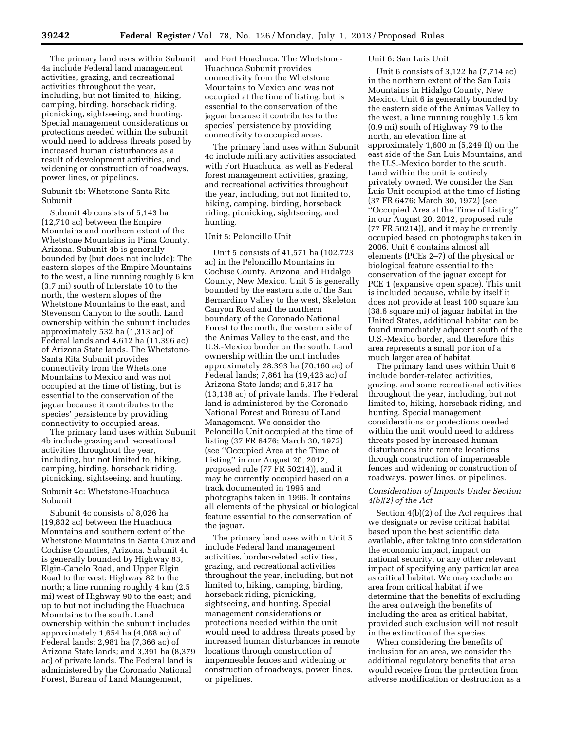The primary land uses within Subunit 4a include Federal land management activities, grazing, and recreational activities throughout the year, including, but not limited to, hiking, camping, birding, horseback riding, picnicking, sightseeing, and hunting. Special management considerations or protections needed within the subunit would need to address threats posed by increased human disturbances as a result of development activities, and widening or construction of roadways, power lines, or pipelines.

Subunit 4b: Whetstone-Santa Rita Subunit

Subunit 4b consists of 5,143 ha (12,710 ac) between the Empire Mountains and northern extent of the Whetstone Mountains in Pima County, Arizona. Subunit 4b is generally bounded by (but does not include): The eastern slopes of the Empire Mountains to the west, a line running roughly 6 km (3.7 mi) south of Interstate 10 to the north, the western slopes of the Whetstone Mountains to the east, and Stevenson Canyon to the south. Land ownership within the subunit includes approximately 532 ha (1,313 ac) of Federal lands and 4,612 ha (11,396 ac) of Arizona State lands. The Whetstone-Santa Rita Subunit provides connectivity from the Whetstone Mountains to Mexico and was not occupied at the time of listing, but is essential to the conservation of the jaguar because it contributes to the species' persistence by providing connectivity to occupied areas.

The primary land uses within Subunit 4b include grazing and recreational activities throughout the year, including, but not limited to, hiking, camping, birding, horseback riding, picnicking, sightseeing, and hunting.

Subunit 4c: Whetstone-Huachuca Subunit

Subunit 4c consists of 8,026 ha (19,832 ac) between the Huachuca Mountains and southern extent of the Whetstone Mountains in Santa Cruz and Cochise Counties, Arizona. Subunit 4c is generally bounded by Highway 83, Elgin-Canelo Road, and Upper Elgin Road to the west; Highway 82 to the north; a line running roughly 4 km (2.5 mi) west of Highway 90 to the east; and up to but not including the Huachuca Mountains to the south. Land ownership within the subunit includes approximately 1,654 ha (4,088 ac) of Federal lands; 2,981 ha (7,366 ac) of Arizona State lands; and 3,391 ha (8,379 ac) of private lands. The Federal land is administered by the Coronado National Forest, Bureau of Land Management, and Fort Huachuca. The Whetstone-Huachuca Subunit provides connectivity from the Whetstone Mountains to Mexico and was not occupied at the time of listing, but is essential to the conservation of the jaguar because it contributes to the species' persistence by providing connectivity to occupied areas.

The primary land uses within Subunit 4c include military activities associated with Fort Huachuca, as well as Federal forest management activities, grazing, and recreational activities throughout the year, including, but not limited to, hiking, camping, birding, horseback riding, picnicking, sightseeing, and hunting.

Unit 5: Peloncillo Unit

Unit 5 consists of 41,571 ha (102,723 ac) in the Peloncillo Mountains in Cochise County, Arizona, and Hidalgo County, New Mexico. Unit 5 is generally bounded by the eastern side of the San Bernardino Valley to the west, Skeleton Canyon Road and the northern boundary of the Coronado National Forest to the north, the western side of the Animas Valley to the east, and the U.S.-Mexico border on the south. Land ownership within the unit includes approximately 28,393 ha (70,160 ac) of Federal lands; 7,861 ha (19,426 ac) of Arizona State lands; and 5,317 ha (13,138 ac) of private lands. The Federal land is administered by the Coronado National Forest and Bureau of Land Management. We consider the Peloncillo Unit occupied at the time of listing (37 FR 6476; March 30, 1972) (see "Occupied Area at the Time of Listing" in our August 20, 2012, proposed rule (77 FR 50214)), and it may be currently occupied based on a track documented in 1995 and photographs taken in 1996. It contains all elements of the physical or biological feature essential to the conservation of the jaguar.

The primary land uses within Unit 5 include Federal land management activities, border-related activities, grazing, and recreational activities throughout the year, including, but not limited to, hiking, camping, birding, horseback riding, picnicking, sightseeing, and hunting. Special management considerations or protections needed within the unit would need to address threats posed by increased human disturbances in remote locations through construction of impermeable fences and widening or construction of roadways, power lines, or pipelines.

Unit 6: San Luis Unit

Unit 6 consists of 3,122 ha (7,714 ac) in the northern extent of the San Luis Mountains in Hidalgo County, New Mexico. Unit 6 is generally bounded by the eastern side of the Animas Valley to the west, a line running roughly 1.5 km (0.9 mi) south of Highway 79 to the north, an elevation line at approximately 1,600 m (5,249 ft) on the east side of the San Luis Mountains, and the U.S.-Mexico border to the south. Land within the unit is entirely privately owned. We consider the San Luis Unit occupied at the time of listing (37 FR 6476; March 30, 1972) (see "Occupied Area at the Time of Listing" in our August 20, 2012, proposed rule (77 FR 50214)), and it may be currently occupied based on photographs taken in 2006. Unit 6 contains almost all elements (PCEs 2–7) of the physical or biological feature essential to the conservation of the jaguar except for PCE 1 (expansive open space). This unit is included because, while by itself it does not provide at least 100 square km (38.6 square mi) of jaguar habitat in the United States, additional habitat can be found immediately adjacent south of the U.S.-Mexico border, and therefore this area represents a small portion of a much larger area of habitat.

The primary land uses within Unit 6 include border-related activities, grazing, and some recreational activities throughout the year, including, but not limited to, hiking, horseback riding, and hunting. Special management considerations or protections needed within the unit would need to address threats posed by increased human disturbances into remote locations through construction of impermeable fences and widening or construction of roadways, power lines, or pipelines.

### *Consideration of Impacts Under Section 4(b)(2) of the Act*

Section 4(b)(2) of the Act requires that we designate or revise critical habitat based upon the best scientific data available, after taking into consideration the economic impact, impact on national security, or any other relevant impact of specifying any particular area as critical habitat. We may exclude an area from critical habitat if we determine that the benefits of excluding the area outweigh the benefits of including the area as critical habitat, provided such exclusion will not result in the extinction of the species.

When considering the benefits of inclusion for an area, we consider the additional regulatory benefits that area would receive from the protection from adverse modification or destruction as a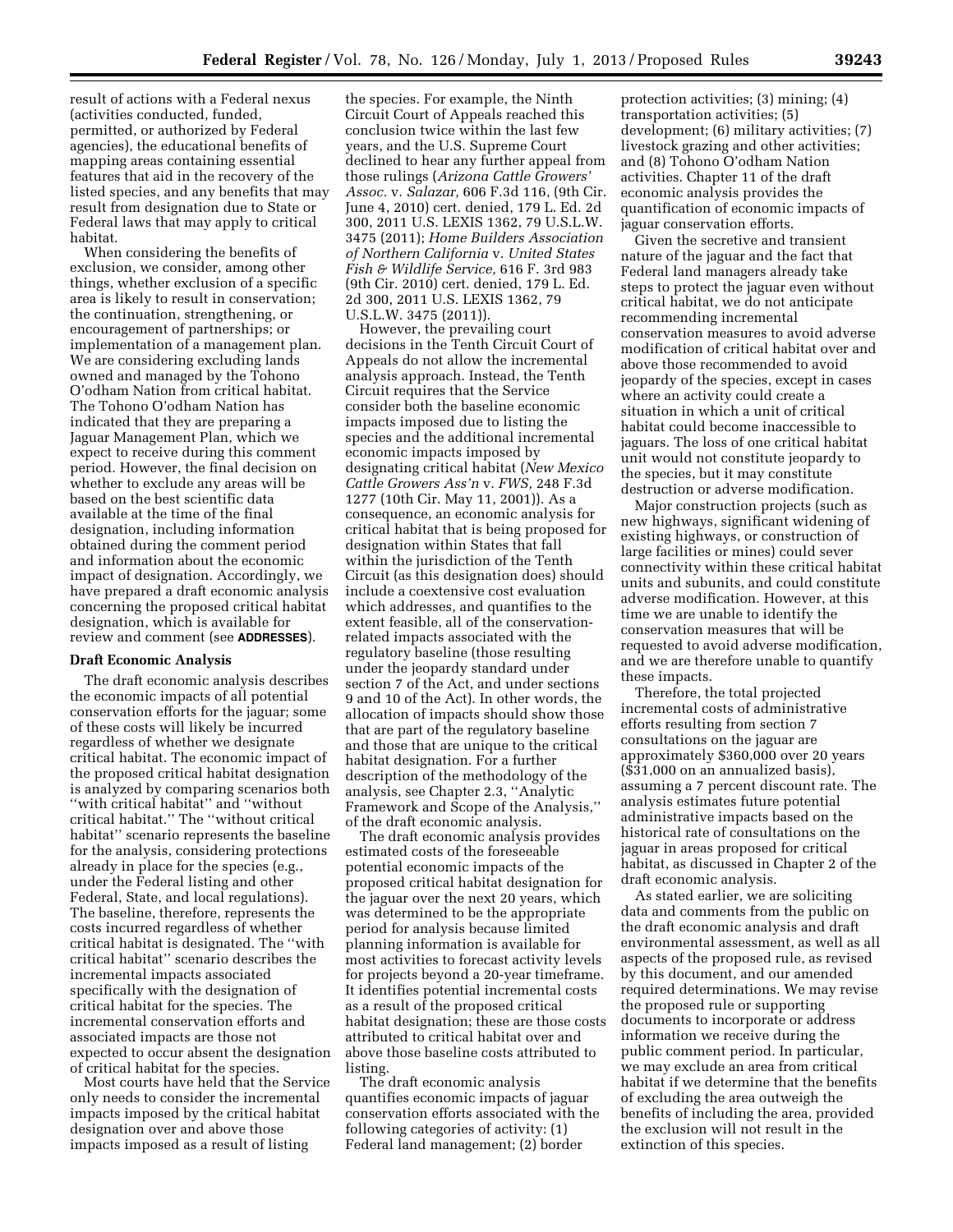result of actions with a Federal nexus (activities conducted, funded, permitted, or authorized by Federal agencies), the educational benefits of mapping areas containing essential features that aid in the recovery of the listed species, and any benefits that may result from designation due to State or Federal laws that may apply to critical habitat.

When considering the benefits of exclusion, we consider, among other things, whether exclusion of a specific area is likely to result in conservation; the continuation, strengthening, or encouragement of partnerships; or implementation of a management plan. We are considering excluding lands owned and managed by the Tohono O'odham Nation from critical habitat. The Tohono O'odham Nation has indicated that they are preparing a Jaguar Management Plan, which we expect to receive during this comment period. However, the final decision on whether to exclude any areas will be based on the best scientific data available at the time of the final designation, including information obtained during the comment period and information about the economic impact of designation. Accordingly, we have prepared a draft economic analysis concerning the proposed critical habitat designation, which is available for review and comment (see **ADDRESSES**).

**Draft Economic Analysis**

The draft economic analysis describes the economic impacts of all potential conservation efforts for the jaguar; some of these costs will likely be incurred regardless of whether we designate critical habitat. The economic impact of the proposed critical habitat designation is analyzed by comparing scenarios both "with critical habitat" and "without critical habitat." The "without critical habitat" scenario represents the baseline for the analysis, considering protections already in place for the species (e.g., under the Federal listing and other Federal, State, and local regulations). The baseline, therefore, represents the costs incurred regardless of whether critical habitat is designated. The "with critical habitat" scenario describes the incremental impacts associated specifically with the designation of critical habitat for the species. The incremental conservation efforts and associated impacts are those not expected to occur absent the designation of critical habitat for the species.

Most courts have held that the Service only needs to consider the incremental impacts imposed by the critical habitat designation over and above those impacts imposed as a result of listing the species. For example, the Ninth Circuit Court of Appeals reached this conclusion twice within the last few years, and the U.S. Supreme Court declined to hear any further appeal from those rulings (*Arizona Cattle Growers' Assoc.* v. *Salazar,* 606 F.3d 116, (9th Cir. June 4, 2010) cert. denied, 179 L. Ed. 2d 300, 2011 U.S. LEXIS 1362, 79 U.S.L.W. 3475 (2011); *Home Builders Association of Northern California* v. *United States Fish & Wildlife Service,* 616 F. 3rd 983 (9th Cir. 2010) cert. denied, 179 L. Ed. 2d 300, 2011 U.S. LEXIS 1362, 79 U.S.L.W. 3475 (2011)).

However, the prevailing court decisions in the Tenth Circuit Court of Appeals do not allow the incremental analysis approach. Instead, the Tenth Circuit requires that the Service consider both the baseline economic impacts imposed due to listing the species and the additional incremental economic impacts imposed by designating critical habitat (*New Mexico Cattle Growers Ass'n* v. *FWS,* 248 F.3d 1277 (10th Cir. May 11, 2001)). As a consequence, an economic analysis for critical habitat that is being proposed for designation within States that fall within the jurisdiction of the Tenth Circuit (as this designation does) should include a coextensive cost evaluation which addresses, and quantifies to the extent feasible, all of the conservation-related impacts associated with the regulatory baseline (those resulting under the jeopardy standard under section 7 of the Act, and under sections 9 and 10 of the Act). In other words, the allocation of impacts should show those that are part of the regulatory baseline and those that are unique to the critical habitat designation. For a further description of the methodology of the analysis, see Chapter 2.3, "Analytic Framework and Scope of the Analysis," of the draft economic analysis.

The draft economic analysis provides estimated costs of the foreseeable potential economic impacts of the proposed critical habitat designation for the jaguar over the next 20 years, which was determined to be the appropriate period for analysis because limited planning information is available for most activities to forecast activity levels for projects beyond a 20-year timeframe. It identifies potential incremental costs as a result of the proposed critical habitat designation; these are those costs attributed to critical habitat over and above those baseline costs attributed to listing.

The draft economic analysis quantifies economic impacts of jaguar conservation efforts associated with the following categories of activity: (1) Federal land management; (2) border protection activities; (3) mining; (4) transportation activities; (5) development; (6) military activities; (7) livestock grazing and other activities; and (8) Tohono O'odham Nation activities. Chapter 11 of the draft economic analysis provides the quantification of economic impacts of jaguar conservation efforts.

Given the secretive and transient nature of the jaguar and the fact that Federal land managers already take steps to protect the jaguar even without critical habitat, we do not anticipate recommending incremental conservation measures to avoid adverse modification of critical habitat over and above those recommended to avoid jeopardy of the species, except in cases where an activity could create a situation in which a unit of critical habitat could become inaccessible to jaguars. The loss of one critical habitat unit would not constitute jeopardy to the species, but it may constitute destruction or adverse modification.

Major construction projects (such as new highways, significant widening of existing highways, or construction of large facilities or mines) could sever connectivity within these critical habitat units and subunits, and could constitute adverse modification. However, at this time we are unable to identify the conservation measures that will be requested to avoid adverse modification, and we are therefore unable to quantify these impacts.

Therefore, the total projected incremental costs of administrative efforts resulting from section 7 consultations on the jaguar are approximately $360,000 over 20 years ($31,000 on an annualized basis), assuming a 7 percent discount rate. The analysis estimates future potential administrative impacts based on the historical rate of consultations on the jaguar in areas proposed for critical habitat, as discussed in Chapter 2 of the draft economic analysis.

As stated earlier, we are soliciting data and comments from the public on the draft economic analysis and draft environmental assessment, as well as all aspects of the proposed rule, as revised by this document, and our amended required determinations. We may revise the proposed rule or supporting documents to incorporate or address information we receive during the public comment period. In particular, we may exclude an area from critical habitat if we determine that the benefits of excluding the area outweigh the benefits of including the area, provided the exclusion will not result in the extinction of this species.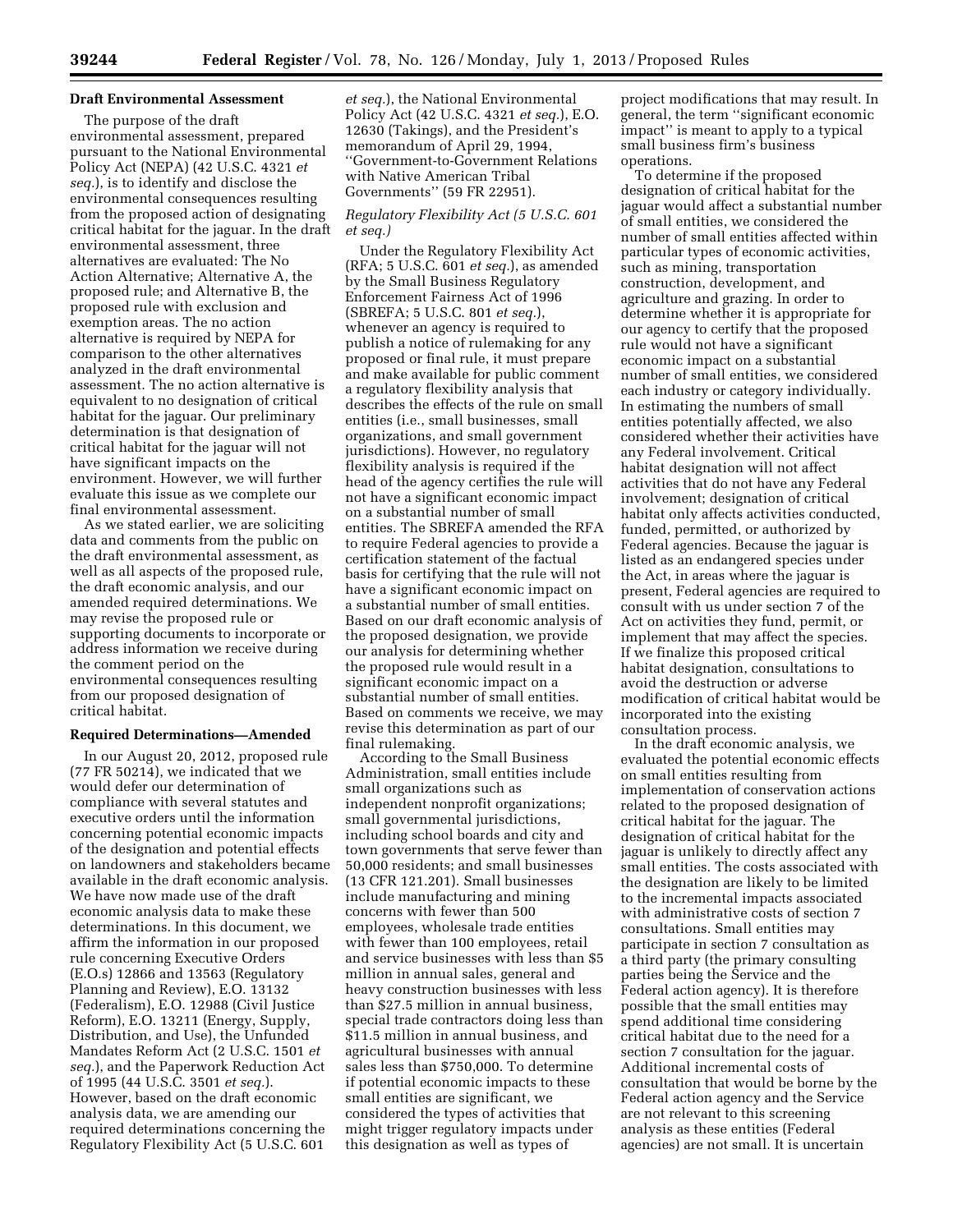### Draft Environmental Assessment

The purpose of the draft environmental assessment, prepared pursuant to the National Environmental Policy Act (NEPA) (42 U.S.C. 4321 *et seq.*), is to identify and disclose the environmental consequences resulting from the proposed action of designating critical habitat for the jaguar. In the draft environmental assessment, three alternatives are evaluated: The No Action Alternative; Alternative A, the proposed rule; and Alternative B, the proposed rule with exclusion and exemption areas. The no action alternative is required by NEPA for comparison to the other alternatives analyzed in the draft environmental assessment. The no action alternative is equivalent to no designation of critical habitat for the jaguar. Our preliminary determination is that designation of critical habitat for the jaguar will not have significant impacts on the environment. However, we will further evaluate this issue as we complete our final environmental assessment.

As we stated earlier, we are soliciting data and comments from the public on the draft environmental assessment, as well as all aspects of the proposed rule, the draft economic analysis, and our amended required determinations. We may revise the proposed rule or supporting documents to incorporate or address information we receive during the comment period on the environmental consequences resulting from our proposed designation of critical habitat.

### Required Determinations—Amended

In our August 20, 2012, proposed rule (77 FR 50214), we indicated that we would defer our determination of compliance with several statutes and executive orders until the information concerning potential economic impacts of the designation and potential effects on landowners and stakeholders became available in the draft economic analysis. We have now made use of the draft economic analysis data to make these determinations. In this document, we affirm the information in our proposed rule concerning Executive Orders (E.O.s) 12866 and 13563 (Regulatory Planning and Review), E.O. 13132 (Federalism), E.O. 12988 (Civil Justice Reform), E.O. 13211 (Energy, Supply, Distribution, and Use), the Unfunded Mandates Reform Act (2 U.S.C. 1501 *et seq.*), and the Paperwork Reduction Act of 1995 (44 U.S.C. 3501 *et seq.*). However, based on the draft economic analysis data, we are amending our required determinations concerning the Regulatory Flexibility Act (5 U.S.C. 601 *et seq.*), the National Environmental Policy Act (42 U.S.C. 4321 *et seq.*), E.O. 12630 (Takings), and the President's memorandum of April 29, 1994, "Government-to-Government Relations with Native American Tribal Governments" (59 FR 22951).

#### *Regulatory Flexibility Act (5 U.S.C. 601 et seq.)*

Under the Regulatory Flexibility Act (RFA; 5 U.S.C. 601 *et seq.*), as amended by the Small Business Regulatory Enforcement Fairness Act of 1996 (SBREFA; 5 U.S.C. 801 *et seq.*), whenever an agency is required to publish a notice of rulemaking for any proposed or final rule, it must prepare and make available for public comment a regulatory flexibility analysis that describes the effects of the rule on small entities (i.e., small businesses, small organizations, and small government jurisdictions). However, no regulatory flexibility analysis is required if the head of the agency certifies the rule will not have a significant economic impact on a substantial number of small entities. The SBREFA amended the RFA to require Federal agencies to provide a certification statement of the factual basis for certifying that the rule will not have a significant economic impact on a substantial number of small entities. Based on our draft economic analysis of the proposed designation, we provide our analysis for determining whether the proposed rule would result in a significant economic impact on a substantial number of small entities. Based on comments we receive, we may revise this determination as part of our final rulemaking.

According to the Small Business Administration, small entities include small organizations such as independent nonprofit organizations; small governmental jurisdictions, including school boards and city and town governments that serve fewer than 50,000 residents; and small businesses (13 CFR 121.201). Small businesses include manufacturing and mining concerns with fewer than 500 employees, wholesale trade entities with fewer than 100 employees, retail and service businesses with less than $5 million in annual sales, general and heavy construction businesses with less than $27.5 million in annual business, special trade contractors doing less than $11.5 million in annual business, and agricultural businesses with annual sales less than $750,000. To determine if potential economic impacts to these small entities are significant, we considered the types of activities that might trigger regulatory impacts under this designation as well as types of project modifications that may result. In general, the term "significant economic impact" is meant to apply to a typical small business firm's business operations.

To determine if the proposed designation of critical habitat for the jaguar would affect a substantial number of small entities, we considered the number of small entities affected within particular types of economic activities, such as mining, transportation construction, development, and agriculture and grazing. In order to determine whether it is appropriate for our agency to certify that the proposed rule would not have a significant economic impact on a substantial number of small entities, we considered each industry or category individually. In estimating the numbers of small entities potentially affected, we also considered whether their activities have any Federal involvement. Critical habitat designation will not affect activities that do not have any Federal involvement; designation of critical habitat only affects activities conducted, funded, permitted, or authorized by Federal agencies. Because the jaguar is listed as an endangered species under the Act, in areas where the jaguar is present, Federal agencies are required to consult with us under section 7 of the Act on activities they fund, permit, or implement that may affect the species. If we finalize this proposed critical habitat designation, consultations to avoid the destruction or adverse modification of critical habitat would be incorporated into the existing consultation process.

In the draft economic analysis, we evaluated the potential economic effects on small entities resulting from implementation of conservation actions related to the proposed designation of critical habitat for the jaguar. The designation of critical habitat for the jaguar is unlikely to directly affect any small entities. The costs associated with the designation are likely to be limited to the incremental impacts associated with administrative costs of section 7 consultations. Small entities may participate in section 7 consultation as a third party (the primary consulting parties being the Service and the Federal action agency). It is therefore possible that the small entities may spend additional time considering critical habitat due to the need for a section 7 consultation for the jaguar. Additional incremental costs of consultation that would be borne by the Federal action agency and the Service are not relevant to this screening analysis as these entities (Federal agencies) are not small. It is uncertain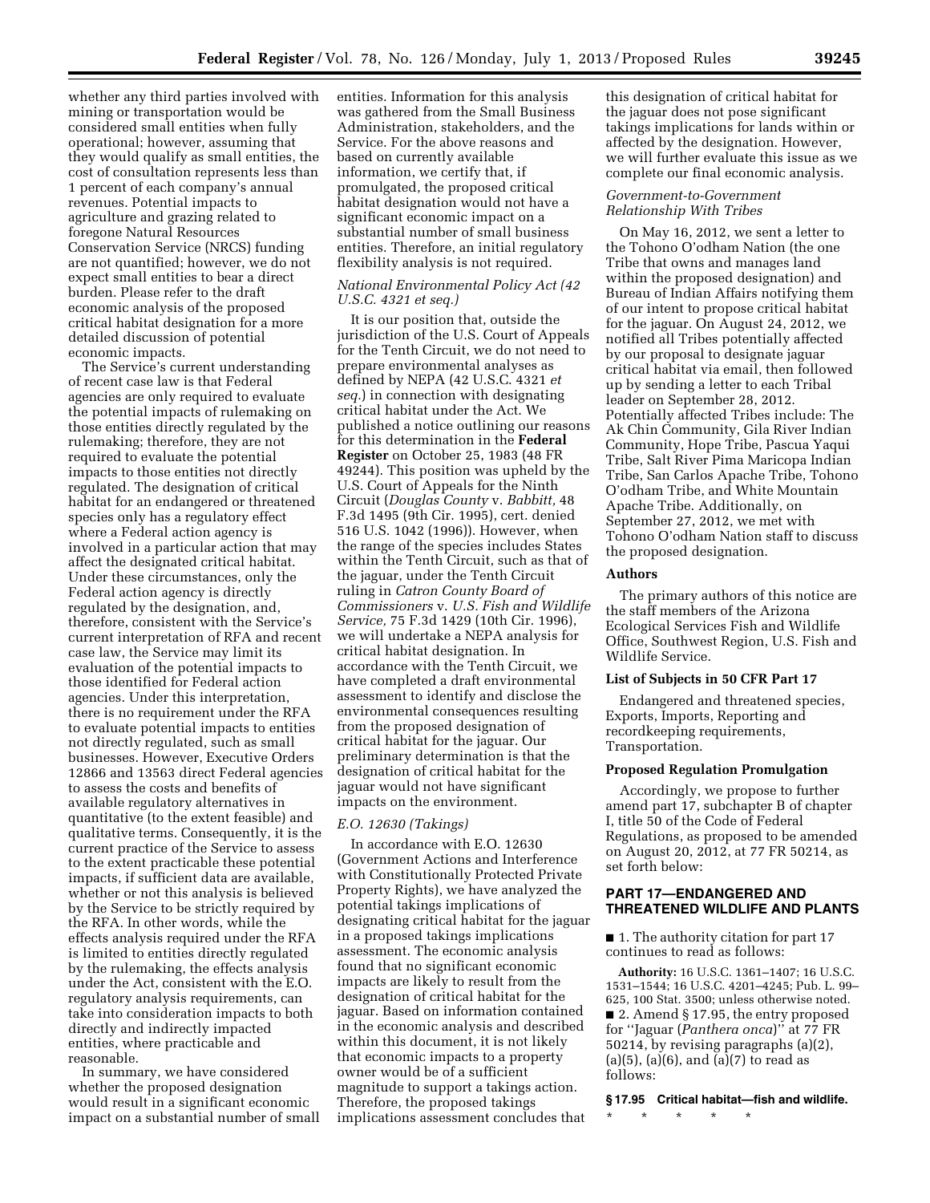whether any third parties involved with mining or transportation would be considered small entities when fully operational; however, assuming that they would qualify as small entities, the cost of consultation represents less than 1 percent of each company's annual revenues. Potential impacts to agriculture and grazing related to foregone Natural Resources Conservation Service (NRCS) funding are not quantified; however, we do not expect small entities to bear a direct burden. Please refer to the draft economic analysis of the proposed critical habitat designation for a more detailed discussion of potential economic impacts.

The Service's current understanding of recent case law is that Federal agencies are only required to evaluate the potential impacts of rulemaking on those entities directly regulated by the rulemaking; therefore, they are not required to evaluate the potential impacts to those entities not directly regulated. The designation of critical habitat for an endangered or threatened species only has a regulatory effect where a Federal action agency is involved in a particular action that may affect the designated critical habitat. Under these circumstances, only the Federal action agency is directly regulated by the designation, and, therefore, consistent with the Service's current interpretation of RFA and recent case law, the Service may limit its evaluation of the potential impacts to those identified for Federal action agencies. Under this interpretation, there is no requirement under the RFA to evaluate potential impacts to entities not directly regulated, such as small businesses. However, Executive Orders 12866 and 13563 direct Federal agencies to assess the costs and benefits of available regulatory alternatives in quantitative (to the extent feasible) and qualitative terms. Consequently, it is the current practice of the Service to assess to the extent practicable these potential impacts, if sufficient data are available, whether or not this analysis is believed by the Service to be strictly required by the RFA. In other words, while the effects analysis required under the RFA is limited to entities directly regulated by the rulemaking, the effects analysis under the Act, consistent with the E.O. regulatory analysis requirements, can take into consideration impacts to both directly and indirectly impacted entities, where practicable and reasonable.

In summary, we have considered whether the proposed designation would result in a significant economic impact on a substantial number of small entities. Information for this analysis was gathered from the Small Business Administration, stakeholders, and the Service. For the above reasons and based on currently available information, we certify that, if promulgated, the proposed critical habitat designation would not have a significant economic impact on a substantial number of small business entities. Therefore, an initial regulatory flexibility analysis is not required.

### *National Environmental Policy Act (42 U.S.C. 4321 et seq.)*

It is our position that, outside the jurisdiction of the U.S. Court of Appeals for the Tenth Circuit, we do not need to prepare environmental analyses as defined by NEPA (42 U.S.C. 4321 *et seq.*) in connection with designating critical habitat under the Act. We published a notice outlining our reasons for this determination in the **Federal Register** on October 25, 1983 (48 FR 49244). This position was upheld by the U.S. Court of Appeals for the Ninth Circuit (*Douglas County* v. *Babbitt,* 48 F.3d 1495 (9th Cir. 1995), cert. denied 516 U.S. 1042 (1996)). However, when the range of the species includes States within the Tenth Circuit, such as that of the jaguar, under the Tenth Circuit ruling in *Catron County Board of Commissioners* v. *U.S. Fish and Wildlife Service,* 75 F.3d 1429 (10th Cir. 1996), we will undertake a NEPA analysis for critical habitat designation. In accordance with the Tenth Circuit, we have completed a draft environmental assessment to identify and disclose the environmental consequences resulting from the proposed designation of critical habitat for the jaguar. Our preliminary determination is that the designation of critical habitat for the jaguar would not have significant impacts on the environment.

### *E.O. 12630 (Takings)*

In accordance with E.O. 12630 (Government Actions and Interference with Constitutionally Protected Private Property Rights), we have analyzed the potential takings implications of designating critical habitat for the jaguar in a proposed takings implications assessment. The economic analysis found that no significant economic impacts are likely to result from the designation of critical habitat for the jaguar. Based on information contained in the economic analysis and described within this document, it is not likely that economic impacts to a property owner would be of a sufficient magnitude to support a takings action. Therefore, the proposed takings implications assessment concludes that this designation of critical habitat for the jaguar does not pose significant takings implications for lands within or affected by the designation. However, we will further evaluate this issue as we complete our final economic analysis.

### *Government-to-Government Relationship With Tribes*

On May 16, 2012, we sent a letter to the Tohono O'odham Nation (the one Tribe that owns and manages land within the proposed designation) and Bureau of Indian Affairs notifying them of our intent to propose critical habitat for the jaguar. On August 24, 2012, we notified all Tribes potentially affected by our proposal to designate jaguar critical habitat via email, then followed up by sending a letter to each Tribal leader on September 28, 2012. Potentially affected Tribes include: The Ak Chin Community, Gila River Indian Community, Hope Tribe, Pascua Yaqui Tribe, Salt River Pima Maricopa Indian Tribe, San Carlos Apache Tribe, Tohono O'odham Tribe, and White Mountain Apache Tribe. Additionally, on September 27, 2012, we met with Tohono O'odham Nation staff to discuss the proposed designation.

## Authors

The primary authors of this notice are the staff members of the Arizona Ecological Services Fish and Wildlife Office, Southwest Region, U.S. Fish and Wildlife Service.

## List of Subjects in 50 CFR Part 17

Endangered and threatened species, Exports, Imports, Reporting and recordkeeping requirements, Transportation.

## Proposed Regulation Promulgation

Accordingly, we propose to further amend part 17, subchapter B of chapter I, title 50 of the Code of Federal Regulations, as proposed to be amended on August 20, 2012, at 77 FR 50214, as set forth below:

## PART 17—ENDANGERED AND THREATENED WILDLIFE AND PLANTS

■ 1. The authority citation for part 17 continues to read as follows:

**Authority:** 16 U.S.C. 1361–1407; 16 U.S.C. 1531–1544; 16 U.S.C. 4201–4245; Pub. L. 99–625, 100 Stat. 3500; unless otherwise noted.

■ 2. Amend § 17.95, the entry proposed for "Jaguar (*Panthera onca*)" at 77 FR 50214, by revising paragraphs (a)(2), (a)(5), (a)(6), and (a)(7) to read as follows:

**§ 17.95 Critical habitat—fish and wildlife.**

\* \* \* \* \*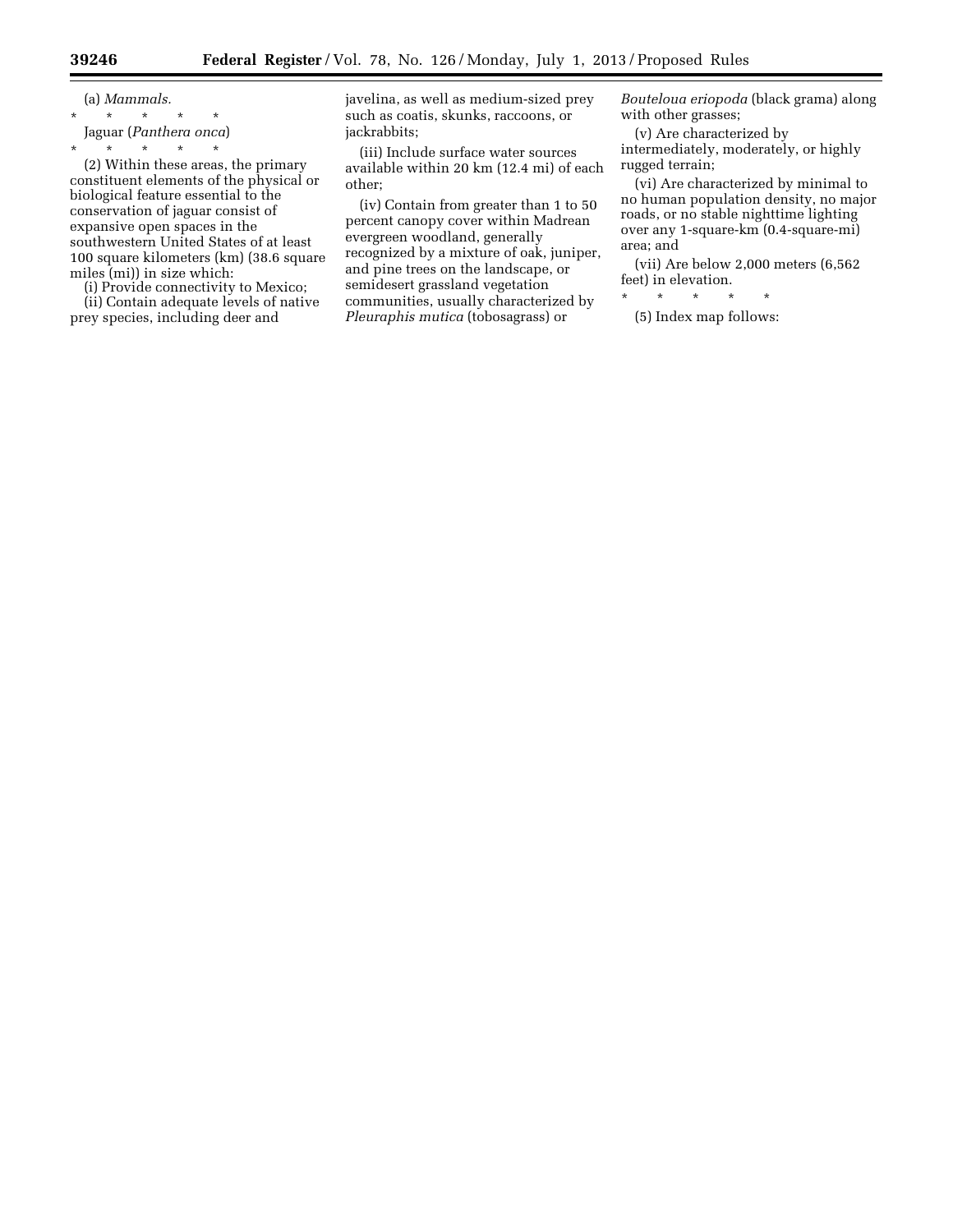(a) *Mammals.*

\* \* \* \* \*

Jaguar (*Panthera onca*)

\* \* \* \* \*

(2) Within these areas, the primary constituent elements of the physical or biological feature essential to the conservation of jaguar consist of expansive open spaces in the southwestern United States of at least 100 square kilometers (km) (38.6 square miles (mi)) in size which:

(i) Provide connectivity to Mexico;

(ii) Contain adequate levels of native prey species, including deer and javelina, as well as medium-sized prey such as coatis, skunks, raccoons, or jackrabbits;

(iii) Include surface water sources available within 20 km (12.4 mi) of each other;

(iv) Contain from greater than 1 to 50 percent canopy cover within Madrean evergreen woodland, generally recognized by a mixture of oak, juniper, and pine trees on the landscape, or semidesert grassland vegetation communities, usually characterized by *Pleuraphis mutica* (tobosagrass) or *Bouteloua eriopoda* (black grama) along with other grasses;

(v) Are characterized by intermediately, moderately, or highly rugged terrain;

(vi) Are characterized by minimal to no human population density, no major roads, or no stable nighttime lighting over any 1-square-km (0.4-square-mi) area; and

(vii) Are below 2,000 meters (6,562 feet) in elevation.

\* \* \* \* \*

(5) Index map follows: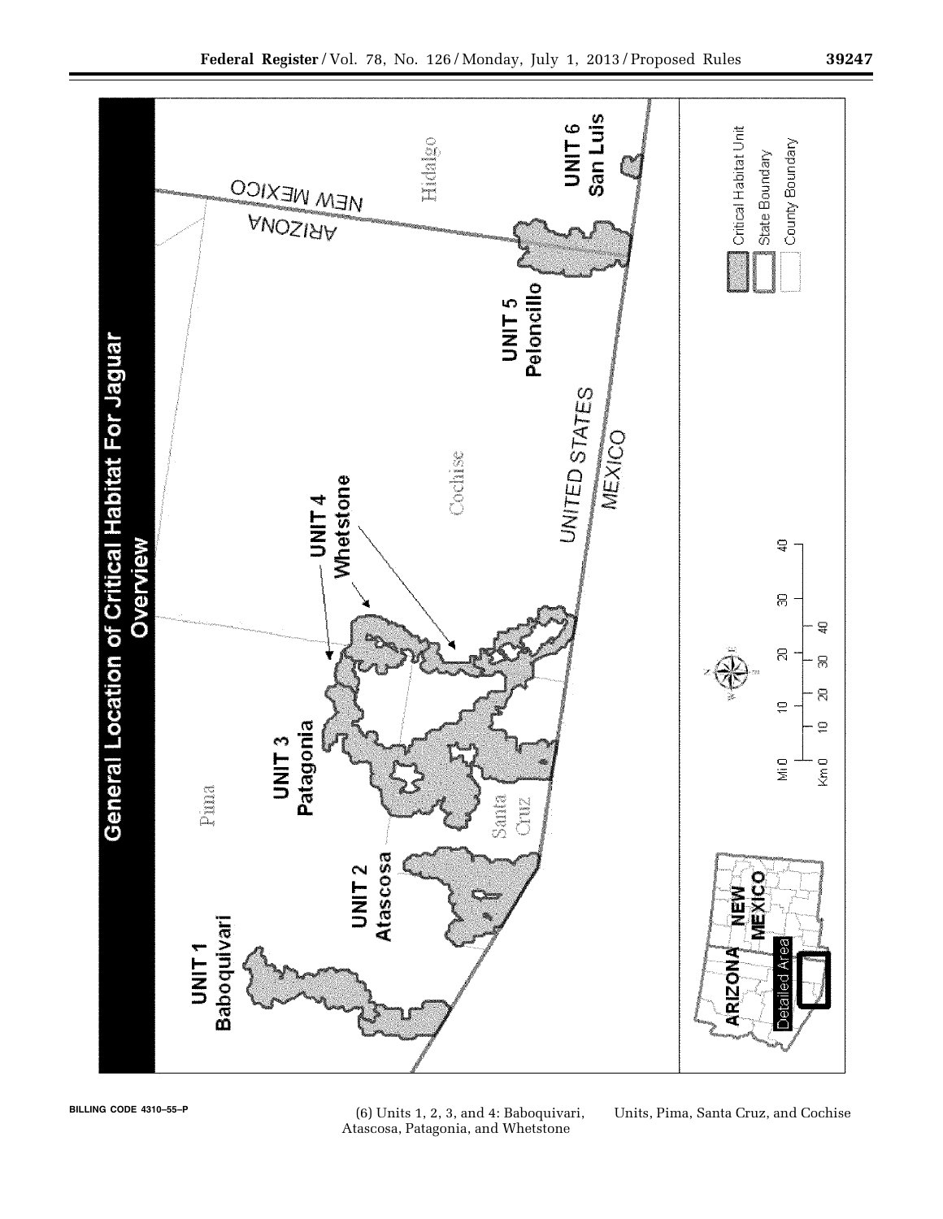General Location of Critical Habitat For Jaguar Overview

UNIT 1 Baboquivari

UNIT 2 Atascosa

UNIT 3 Patagonia

UNIT 4 Whetstone

UNIT 5 Peloncillo

UNIT 6 San Luis

Pima

Santa Cruz

Cochise

Hidalgo

ARIZONA

NEW MEXICO

UNITED STATES

MEXICO

Critical Habitat Unit

State Boundary

County Boundary

Detailed Area

Mi 0 10 20 30 40

Km 0 10 20 30 40

BILLING CODE 4310–55–P

(6) Units 1, 2, 3, and 4: Baboquivari, Atascosa, Patagonia, and Whetstone Units, Pima, Santa Cruz, and Cochise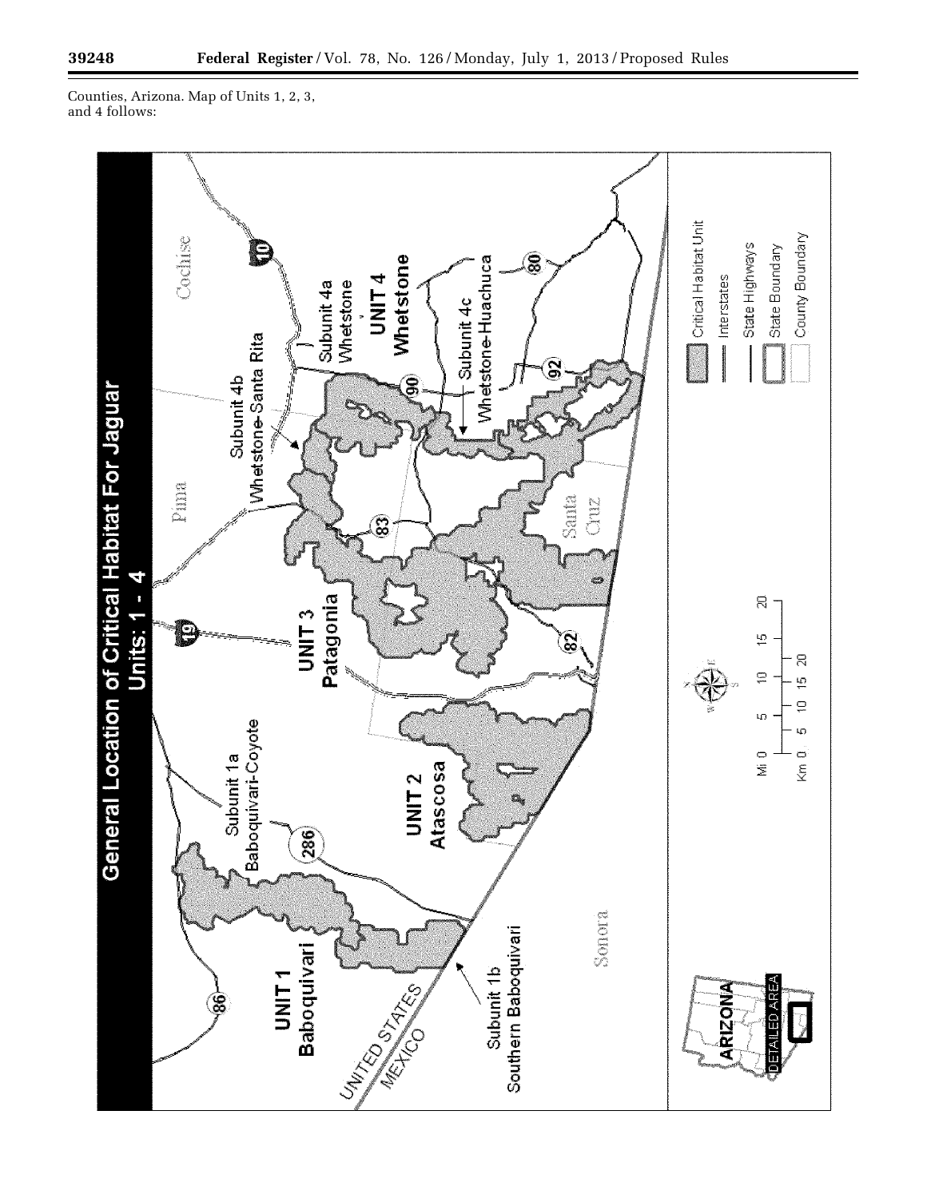Counties, Arizona. Map of Units 1, 2, 3, and 4 follows: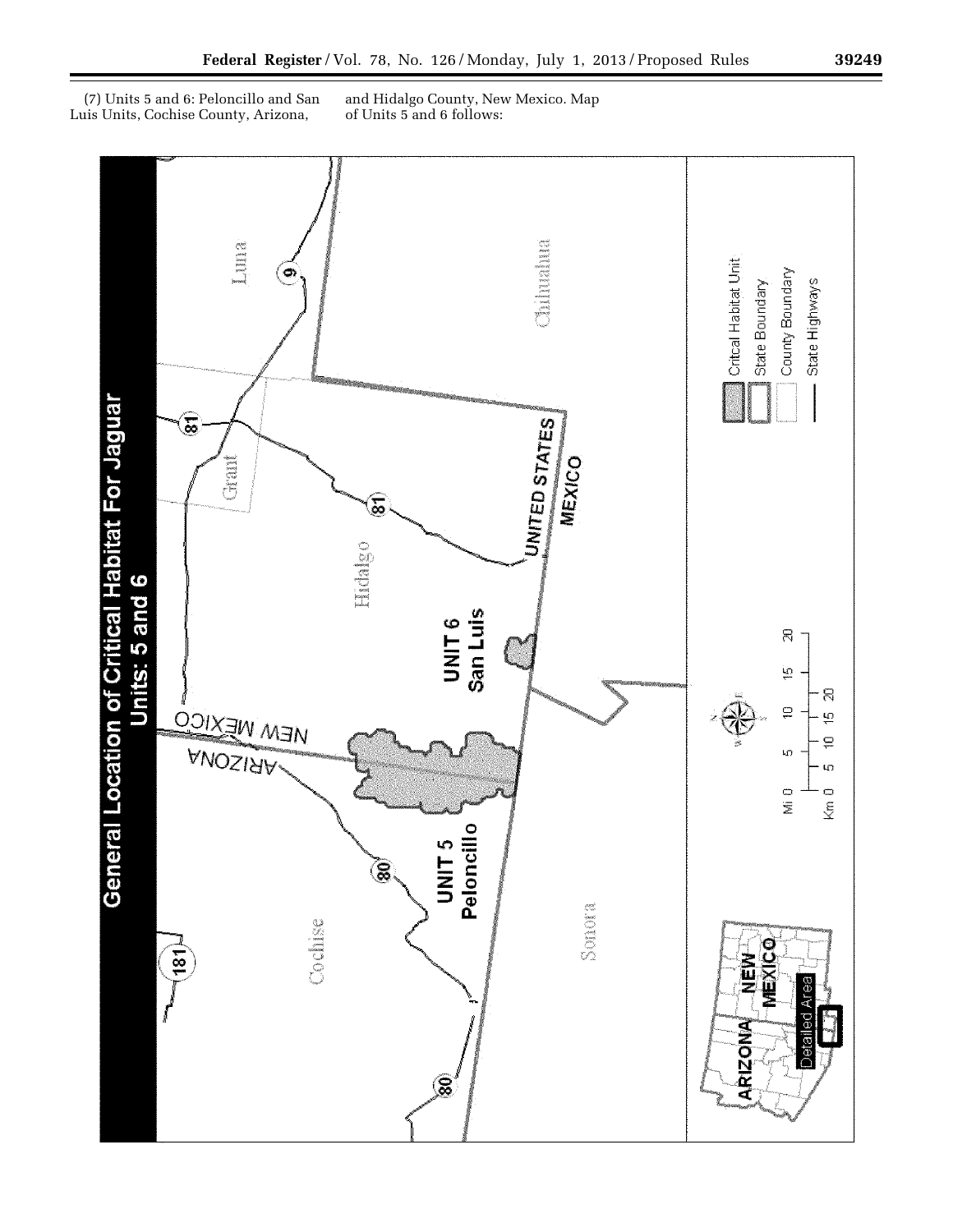(7) Units 5 and 6: Peloncillo and San Luis Units, Cochise County, Arizona, and Hidalgo County, New Mexico. Map of Units 5 and 6 follows: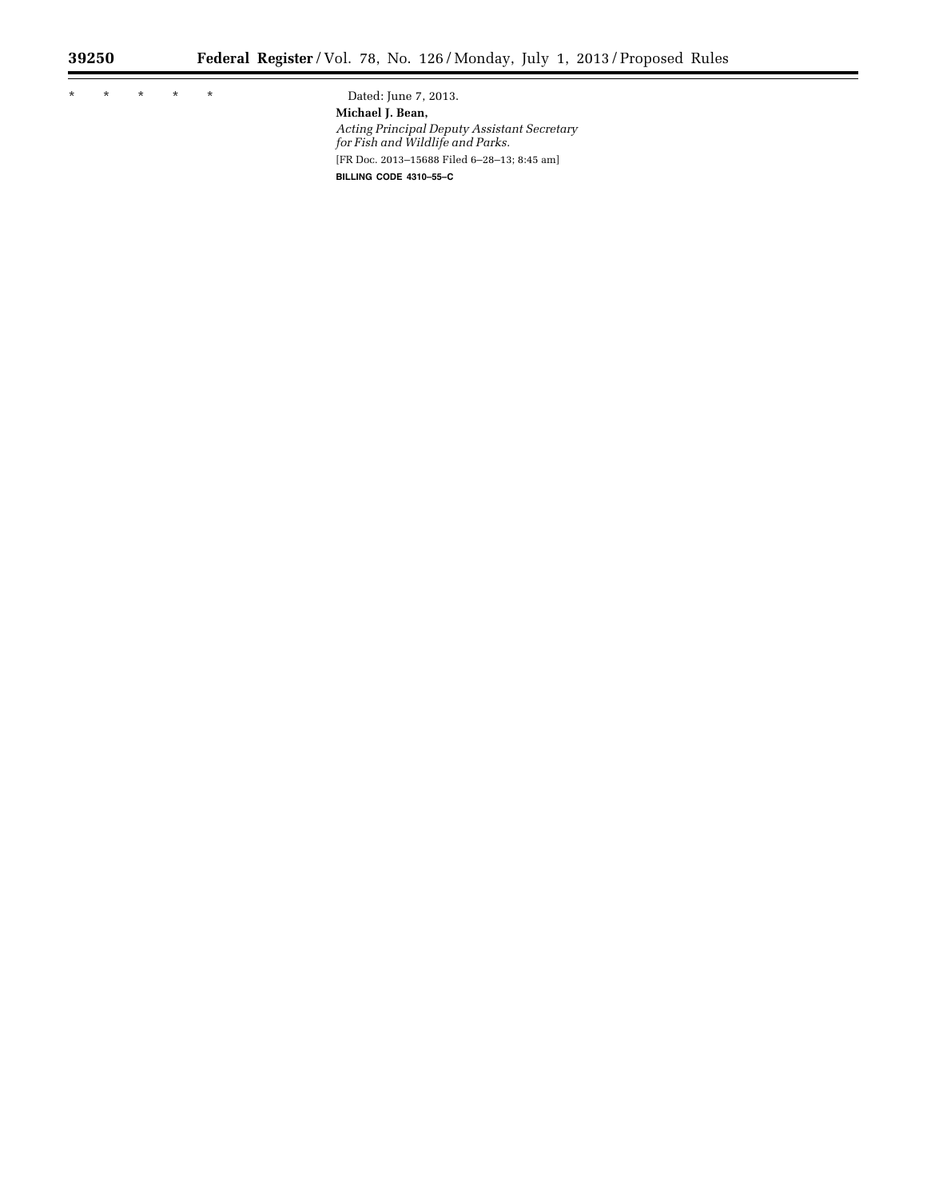\* \* \* \* \*

Dated: June 7, 2013.

**Michael J. Bean,**

*Acting Principal Deputy Assistant Secretary for Fish and Wildlife and Parks.*

[FR Doc. 2013–15688 Filed 6–28–13; 8:45 am]

**BILLING CODE 4310–55–C**